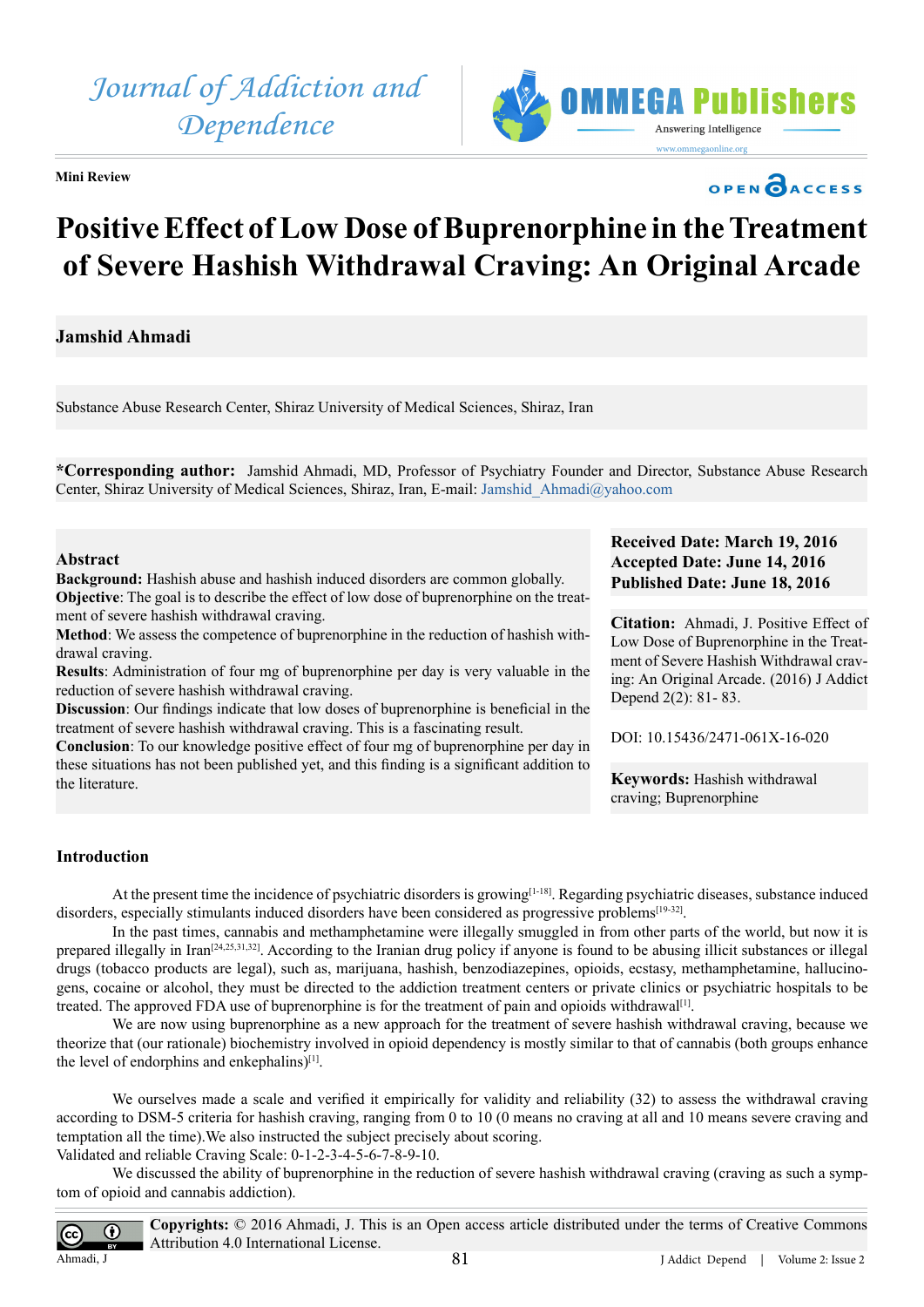Journal of Addiction and Dependence

OMMEGA Publishers
Answering Intelligence
www.ommegaonline.org

Mini Review

OPEN ACCESS

# Positive Effect of Low Dose of Buprenorphine in the Treatment of Severe Hashish Withdrawal Craving: An Original Arcade

**Jamshid Ahmadi**

Substance Abuse Research Center, Shiraz University of Medical Sciences, Shiraz, Iran

**\*Corresponding author:** Jamshid Ahmadi, MD, Professor of Psychiatry Founder and Director, Substance Abuse Research Center, Shiraz University of Medical Sciences, Shiraz, Iran, E-mail: Jamshid_Ahmadi@yahoo.com

**Received Date: March 19, 2016**
**Accepted Date: June 14, 2016**
**Published Date: June 18, 2016**

**Citation:** Ahmadi, J. Positive Effect of Low Dose of Buprenorphine in the Treatment of Severe Hashish Withdrawal craving: An Original Arcade. (2016) J Addict Depend 2(2): 81- 83.

DOI: 10.15436/2471-061X-16-020

## Abstract

**Background:** Hashish abuse and hashish induced disorders are common globally.
**Objective**: The goal is to describe the effect of low dose of buprenorphine on the treatment of severe hashish withdrawal craving.
**Method**: We assess the competence of buprenorphine in the reduction of hashish withdrawal craving.
**Results**: Administration of four mg of buprenorphine per day is very valuable in the reduction of severe hashish withdrawal craving.
**Discussion**: Our findings indicate that low doses of buprenorphine is beneficial in the treatment of severe hashish withdrawal craving. This is a fascinating result.
**Conclusion**: To our knowledge positive effect of four mg of buprenorphine per day in these situations has not been published yet, and this finding is a significant addition to the literature.

**Keywords:** Hashish withdrawal craving; Buprenorphine

## Introduction

At the present time the incidence of psychiatric disorders is growing[1-18]. Regarding psychiatric diseases, substance induced disorders, especially stimulants induced disorders have been considered as progressive problems[19-32].

In the past times, cannabis and methamphetamine were illegally smuggled in from other parts of the world, but now it is prepared illegally in Iran[24,25,31,32]. According to the Iranian drug policy if anyone is found to be abusing illicit substances or illegal drugs (tobacco products are legal), such as, marijuana, hashish, benzodiazepines, opioids, ecstasy, methamphetamine, hallucinogens, cocaine or alcohol, they must be directed to the addiction treatment centers or private clinics or psychiatric hospitals to be treated. The approved FDA use of buprenorphine is for the treatment of pain and opioids withdrawal[1].

We are now using buprenorphine as a new approach for the treatment of severe hashish withdrawal craving, because we theorize that (our rationale) biochemistry involved in opioid dependency is mostly similar to that of cannabis (both groups enhance the level of endorphins and enkephalins)[1].

We ourselves made a scale and verified it empirically for validity and reliability (32) to assess the withdrawal craving according to DSM-5 criteria for hashish craving, ranging from 0 to 10 (0 means no craving at all and 10 means severe craving and temptation all the time).We also instructed the subject precisely about scoring.
Validated and reliable Craving Scale: 0-1-2-3-4-5-6-7-8-9-10.

We discussed the ability of buprenorphine in the reduction of severe hashish withdrawal craving (craving as such a symptom of opioid and cannabis addiction).

**Copyrights:** © 2016 Ahmadi, J. This is an Open access article distributed under the terms of Creative Commons Attribution 4.0 International License.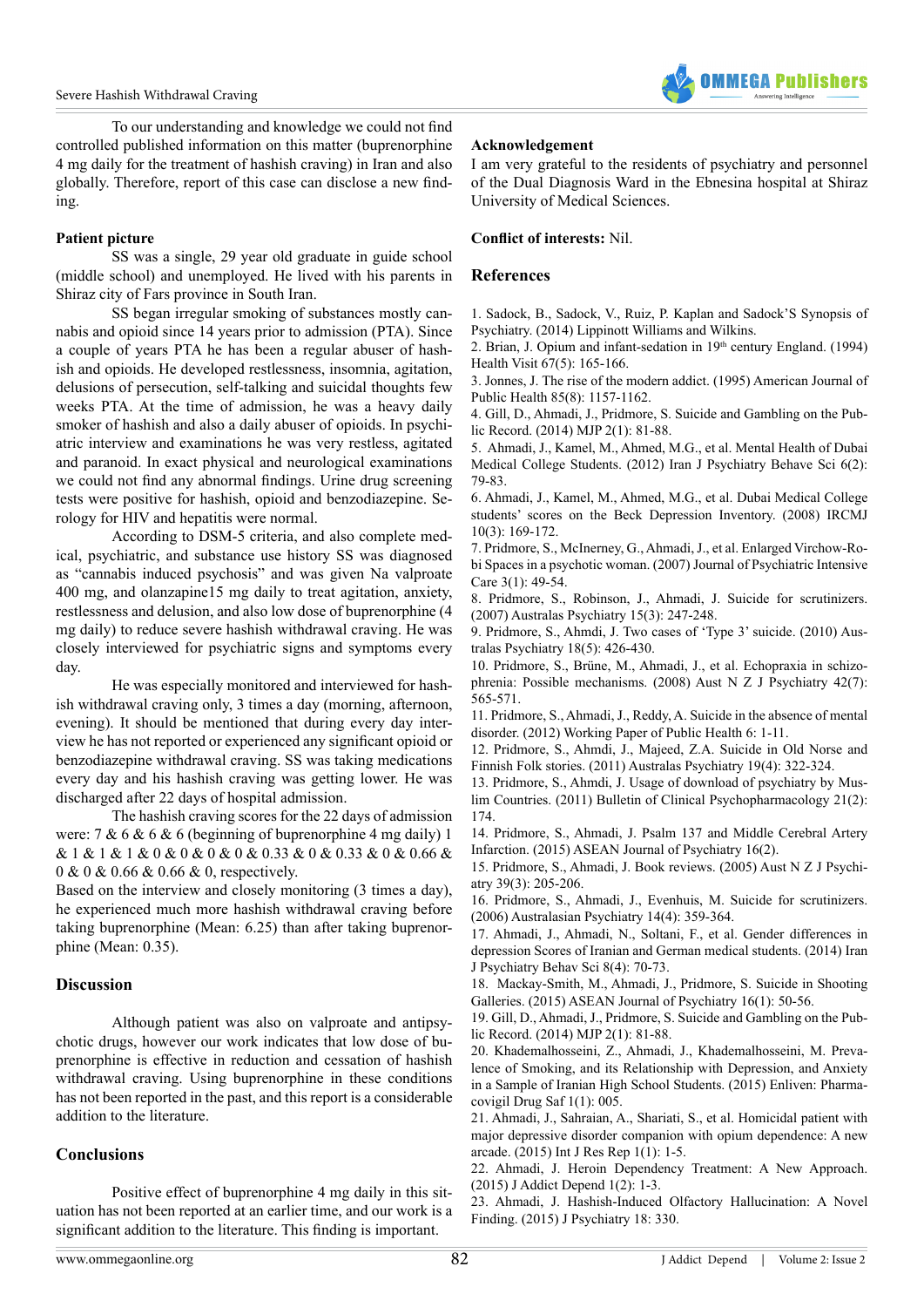To our understanding and knowledge we could not find controlled published information on this matter (buprenorphine 4 mg daily for the treatment of hashish craving) in Iran and also globally. Therefore, report of this case can disclose a new finding.

**Patient picture**

SS was a single, 29 year old graduate in guide school (middle school) and unemployed. He lived with his parents in Shiraz city of Fars province in South Iran.

SS began irregular smoking of substances mostly cannabis and opioid since 14 years prior to admission (PTA). Since a couple of years PTA he has been a regular abuser of hashish and opioids. He developed restlessness, insomnia, agitation, delusions of persecution, self-talking and suicidal thoughts few weeks PTA. At the time of admission, he was a heavy daily smoker of hashish and also a daily abuser of opioids. In psychiatric interview and examinations he was very restless, agitated and paranoid. In exact physical and neurological examinations we could not find any abnormal findings. Urine drug screening tests were positive for hashish, opioid and benzodiazepine. Serology for HIV and hepatitis were normal.

According to DSM-5 criteria, and also complete medical, psychiatric, and substance use history SS was diagnosed as "cannabis induced psychosis" and was given Na valproate 400 mg, and olanzapine15 mg daily to treat agitation, anxiety, restlessness and delusion, and also low dose of buprenorphine (4 mg daily) to reduce severe hashish withdrawal craving. He was closely interviewed for psychiatric signs and symptoms every day.

He was especially monitored and interviewed for hashish withdrawal craving only, 3 times a day (morning, afternoon, evening). It should be mentioned that during every day interview he has not reported or experienced any significant opioid or benzodiazepine withdrawal craving. SS was taking medications every day and his hashish craving was getting lower. He was discharged after 22 days of hospital admission.

The hashish craving scores for the 22 days of admission were: 7 & 6 & 6 & 6 (beginning of buprenorphine 4 mg daily) 1 & 1 & 1 & 1 & 0 & 0 & 0 & 0 & 0.33 & 0 & 0.33 & 0 & 0.66 & 0 & 0 & 0.66 & 0.66 & 0, respectively.

Based on the interview and closely monitoring (3 times a day), he experienced much more hashish withdrawal craving before taking buprenorphine (Mean: 6.25) than after taking buprenorphine (Mean: 0.35).

## Discussion

Although patient was also on valproate and antipsychotic drugs, however our work indicates that low dose of buprenorphine is effective in reduction and cessation of hashish withdrawal craving. Using buprenorphine in these conditions has not been reported in the past, and this report is a considerable addition to the literature.

## Conclusions

Positive effect of buprenorphine 4 mg daily in this situation has not been reported at an earlier time, and our work is a significant addition to the literature. This finding is important.

**Acknowledgement**

I am very grateful to the residents of psychiatry and personnel of the Dual Diagnosis Ward in the Ebnesina hospital at Shiraz University of Medical Sciences.

**Conflict of interests:** Nil.

## References

1. Sadock, B., Sadock, V., Ruiz, P. Kaplan and Sadock'S Synopsis of Psychiatry. (2014) Lippinott Williams and Wilkins.
2. Brian, J. Opium and infant-sedation in 19th century England. (1994) Health Visit 67(5): 165-166.
3. Jonnes, J. The rise of the modern addict. (1995) American Journal of Public Health 85(8): 1157-1162.
4. Gill, D., Ahmadi, J., Pridmore, S. Suicide and Gambling on the Public Record. (2014) MJP 2(1): 81-88.
5. Ahmadi, J., Kamel, M., Ahmed, M.G., et al. Mental Health of Dubai Medical College Students. (2012) Iran J Psychiatry Behave Sci 6(2): 79-83.
6. Ahmadi, J., Kamel, M., Ahmed, M.G., et al. Dubai Medical College students' scores on the Beck Depression Inventory. (2008) IRCMJ 10(3): 169-172.
7. Pridmore, S., McInerney, G., Ahmadi, J., et al. Enlarged Virchow-Robi Spaces in a psychotic woman. (2007) Journal of Psychiatric Intensive Care 3(1): 49-54.
8. Pridmore, S., Robinson, J., Ahmadi, J. Suicide for scrutinizers. (2007) Australas Psychiatry 15(3): 247-248.
9. Pridmore, S., Ahmdi, J. Two cases of 'Type 3' suicide. (2010) Australas Psychiatry 18(5): 426-430.
10. Pridmore, S., Brüne, M., Ahmadi, J., et al. Echopraxia in schizophrenia: Possible mechanisms. (2008) Aust N Z J Psychiatry 42(7): 565-571.
11. Pridmore, S., Ahmadi, J., Reddy, A. Suicide in the absence of mental disorder. (2012) Working Paper of Public Health 6: 1-11.
12. Pridmore, S., Ahmdi, J., Majeed, Z.A. Suicide in Old Norse and Finnish Folk stories. (2011) Australas Psychiatry 19(4): 322-324.
13. Pridmore, S., Ahmdi, J. Usage of download of psychiatry by Muslim Countries. (2011) Bulletin of Clinical Psychopharmacology 21(2): 174.
14. Pridmore, S., Ahmadi, J. Psalm 137 and Middle Cerebral Artery Infarction. (2015) ASEAN Journal of Psychiatry 16(2).
15. Pridmore, S., Ahmadi, J. Book reviews. (2005) Aust N Z J Psychiatry 39(3): 205-206.
16. Pridmore, S., Ahmadi, J., Evenhuis, M. Suicide for scrutinizers. (2006) Australasian Psychiatry 14(4): 359-364.
17. Ahmadi, J., Ahmadi, N., Soltani, F., et al. Gender differences in depression Scores of Iranian and German medical students. (2014) Iran J Psychiatry Behav Sci 8(4): 70-73.
18. Mackay-Smith, M., Ahmadi, J., Pridmore, S. Suicide in Shooting Galleries. (2015) ASEAN Journal of Psychiatry 16(1): 50-56.
19. Gill, D., Ahmadi, J., Pridmore, S. Suicide and Gambling on the Public Record. (2014) MJP 2(1): 81-88.
20. Khademalhosseini, Z., Ahmadi, J., Khademalhosseini, M. Prevalence of Smoking, and its Relationship with Depression, and Anxiety in a Sample of Iranian High School Students. (2015) Enliven: Pharmacovigil Drug Saf 1(1): 005.
21. Ahmadi, J., Sahraian, A., Shariati, S., et al. Homicidal patient with major depressive disorder companion with opium dependence: A new arcade. (2015) Int J Res Rep 1(1): 1-5.
22. Ahmadi, J. Heroin Dependency Treatment: A New Approach. (2015) J Addict Depend 1(2): 1-3.
23. Ahmadi, J. Hashish-Induced Olfactory Hallucination: A Novel Finding. (2015) J Psychiatry 18: 330.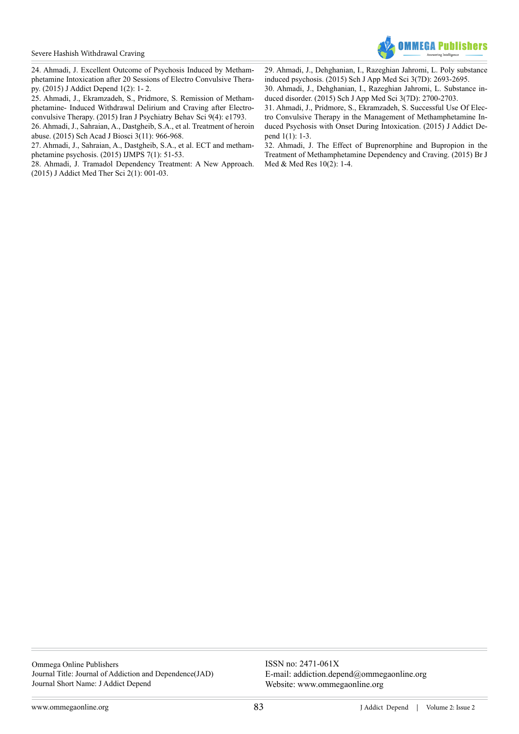24. Ahmadi, J. Excellent Outcome of Psychosis Induced by Methamphetamine Intoxication after 20 Sessions of Electro Convulsive Therapy. (2015) J Addict Depend 1(2): 1- 2.

25. Ahmadi, J., Ekramzadeh, S., Pridmore, S. Remission of Methamphetamine- Induced Withdrawal Delirium and Craving after Electroconvulsive Therapy. (2015) Iran J Psychiatry Behav Sci 9(4): e1793.

26. Ahmadi, J., Sahraian, A., Dastgheib, S.A., et al. Treatment of heroin abuse. (2015) Sch Acad J Biosci 3(11): 966-968.

27. Ahmadi, J., Sahraian, A., Dastgheib, S.A., et al. ECT and methamphetamine psychosis. (2015) IJMPS 7(1): 51-53.

28. Ahmadi, J. Tramadol Dependency Treatment: A New Approach. (2015) J Addict Med Ther Sci 2(1): 001-03.

29. Ahmadi, J., Dehghanian, I., Razeghian Jahromi, L. Poly substance induced psychosis. (2015) Sch J App Med Sci 3(7D): 2693-2695.

30. Ahmadi, J., Dehghanian, I., Razeghian Jahromi, L. Substance induced disorder. (2015) Sch J App Med Sci 3(7D): 2700-2703.

31. Ahmadi, J., Pridmore, S., Ekramzadeh, S. Successful Use Of Electro Convulsive Therapy in the Management of Methamphetamine Induced Psychosis with Onset During Intoxication. (2015) J Addict Depend 1(1): 1-3.

32. Ahmadi, J. The Effect of Buprenorphine and Bupropion in the Treatment of Methamphetamine Dependency and Craving. (2015) Br J Med & Med Res 10(2): 1-4.

Ommega Online Publishers
Journal Title: Journal of Addiction and Dependence(JAD)
Journal Short Name: J Addict Depend

ISSN no: 2471-061X
E-mail: addiction.depend@ommegaonline.org
Website: www.ommegaonline.org